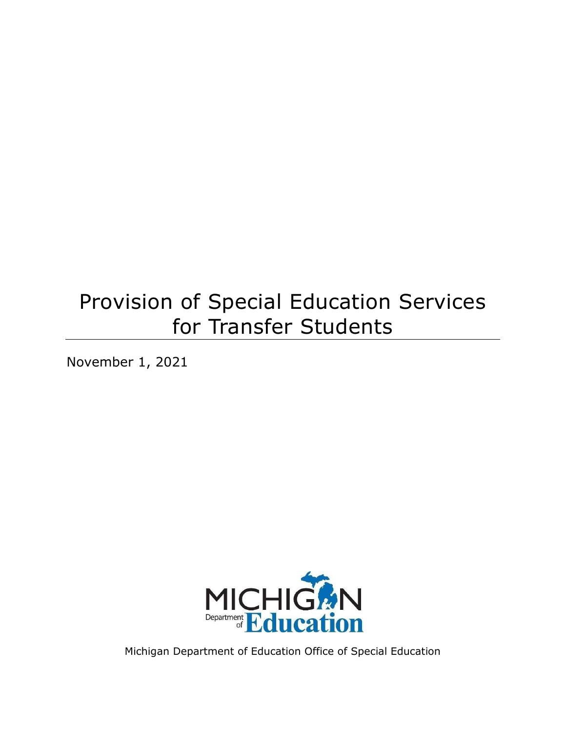# Provision of Special Education Services for Transfer Students

November 1, 2021

Michigan Department of Education Office of Special Education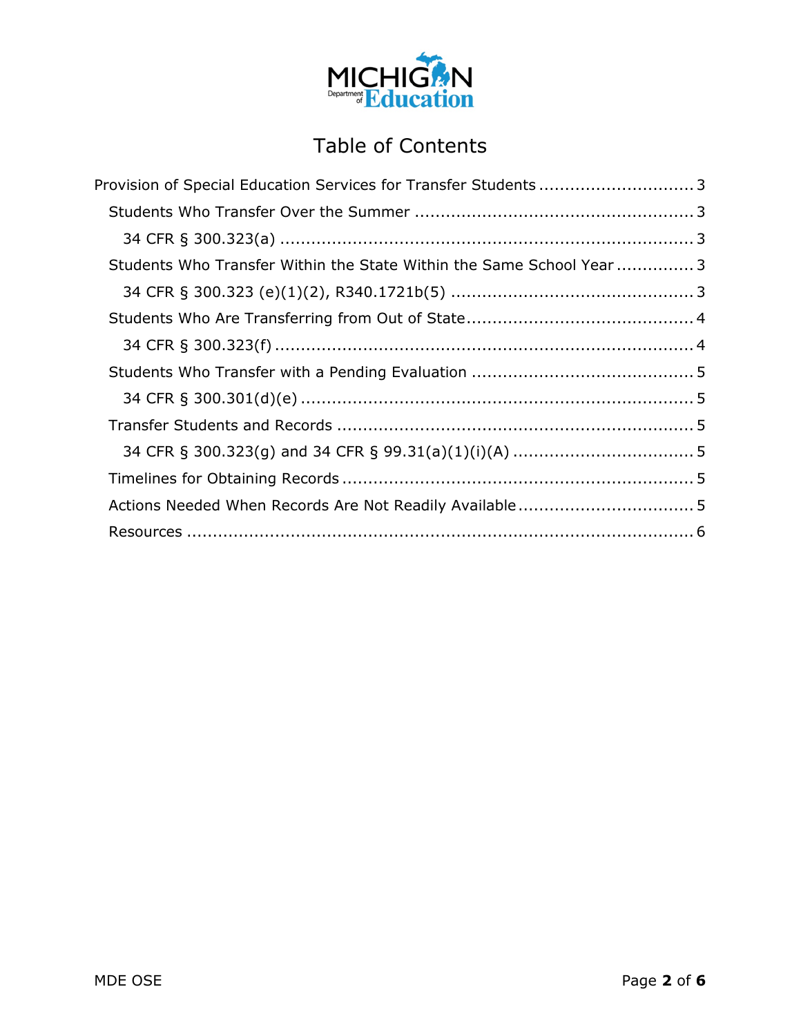# Table of Contents

- Provision of Special Education Services for Transfer Students ............................. 3
  - Students Who Transfer Over the Summer ..................................................... 3
    - 34 CFR § 300.323(a) ............................................................................... 3
  - Students Who Transfer Within the State Within the Same School Year ............... 3
    - 34 CFR § 300.323 (e)(1)(2), R340.1721b(5) .............................................. 3
  - Students Who Are Transferring from Out of State ............................................ 4
    - 34 CFR § 300.323(f) ................................................................................. 4
  - Students Who Transfer with a Pending Evaluation ........................................... 5
    - 34 CFR § 300.301(d)(e) ........................................................................... 5
  - Transfer Students and Records .................................................................... 5
    - 34 CFR § 300.323(g) and 34 CFR § 99.31(a)(1)(i)(A) ................................... 5
  - Timelines for Obtaining Records ................................................................... 5
  - Actions Needed When Records Are Not Readily Available .................................. 5
  - Resources ................................................................................................. 6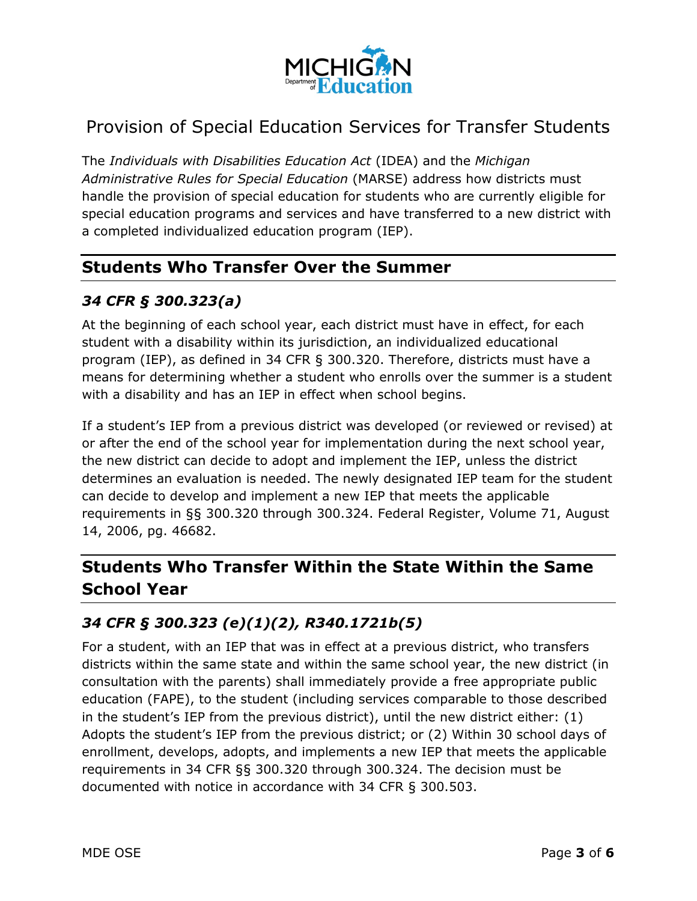# Provision of Special Education Services for Transfer Students

The *Individuals with Disabilities Education Act* (IDEA) and the *Michigan Administrative Rules for Special Education* (MARSE) address how districts must handle the provision of special education for students who are currently eligible for special education programs and services and have transferred to a new district with a completed individualized education program (IEP).

## Students Who Transfer Over the Summer

### *34 CFR § 300.323(a)*

At the beginning of each school year, each district must have in effect, for each student with a disability within its jurisdiction, an individualized educational program (IEP), as defined in 34 CFR § 300.320. Therefore, districts must have a means for determining whether a student who enrolls over the summer is a student with a disability and has an IEP in effect when school begins.

If a student's IEP from a previous district was developed (or reviewed or revised) at or after the end of the school year for implementation during the next school year, the new district can decide to adopt and implement the IEP, unless the district determines an evaluation is needed. The newly designated IEP team for the student can decide to develop and implement a new IEP that meets the applicable requirements in §§ 300.320 through 300.324. Federal Register, Volume 71, August 14, 2006, pg. 46682.

## Students Who Transfer Within the State Within the Same School Year

### *34 CFR § 300.323 (e)(1)(2), R340.1721b(5)*

For a student, with an IEP that was in effect at a previous district, who transfers districts within the same state and within the same school year, the new district (in consultation with the parents) shall immediately provide a free appropriate public education (FAPE), to the student (including services comparable to those described in the student's IEP from the previous district), until the new district either: (1) Adopts the student's IEP from the previous district; or (2) Within 30 school days of enrollment, develops, adopts, and implements a new IEP that meets the applicable requirements in 34 CFR §§ 300.320 through 300.324. The decision must be documented with notice in accordance with 34 CFR § 300.503.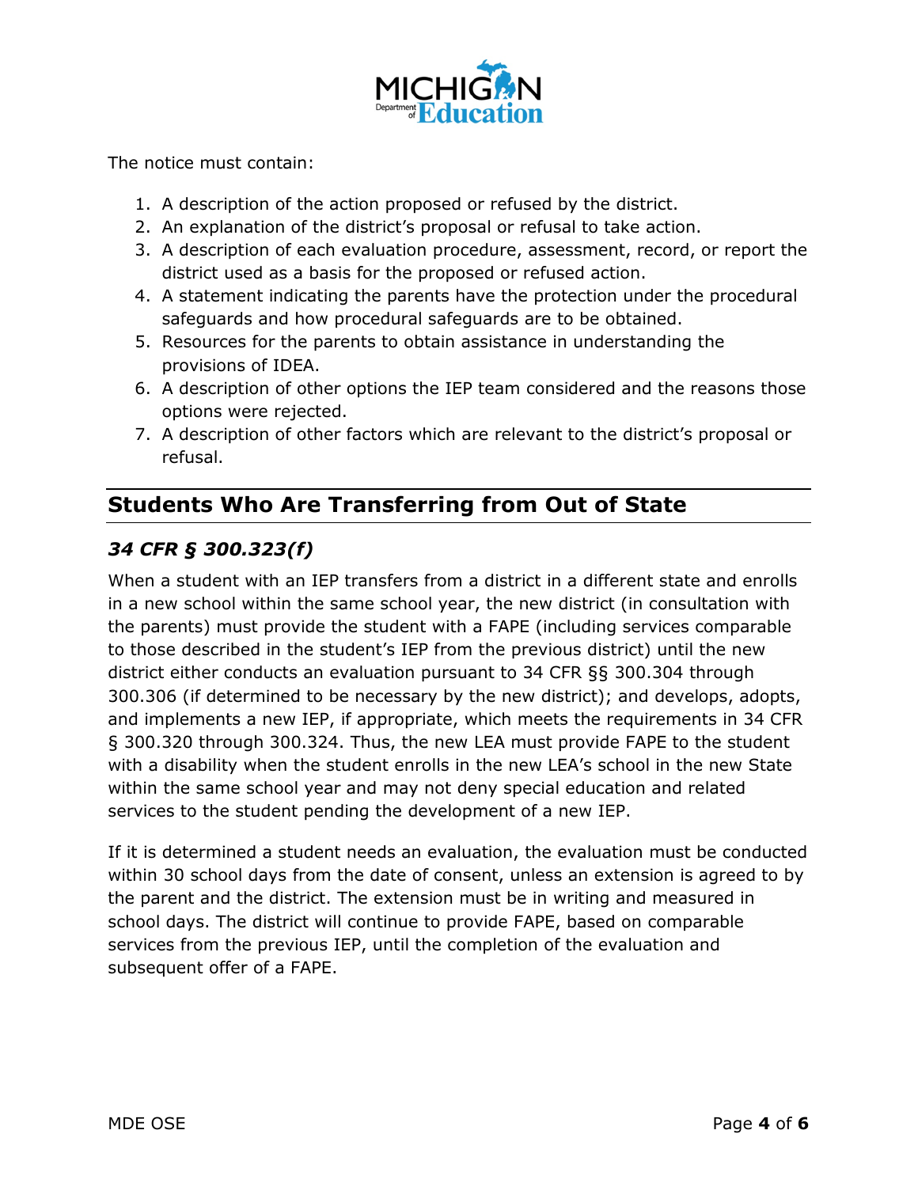The notice must contain:

1. A description of the action proposed or refused by the district.
2. An explanation of the district's proposal or refusal to take action.
3. A description of each evaluation procedure, assessment, record, or report the district used as a basis for the proposed or refused action.
4. A statement indicating the parents have the protection under the procedural safeguards and how procedural safeguards are to be obtained.
5. Resources for the parents to obtain assistance in understanding the provisions of IDEA.
6. A description of other options the IEP team considered and the reasons those options were rejected.
7. A description of other factors which are relevant to the district's proposal or refusal.

## Students Who Are Transferring from Out of State

### *34 CFR § 300.323(f)*

When a student with an IEP transfers from a district in a different state and enrolls in a new school within the same school year, the new district (in consultation with the parents) must provide the student with a FAPE (including services comparable to those described in the student's IEP from the previous district) until the new district either conducts an evaluation pursuant to 34 CFR §§ 300.304 through 300.306 (if determined to be necessary by the new district); and develops, adopts, and implements a new IEP, if appropriate, which meets the requirements in 34 CFR § 300.320 through 300.324. Thus, the new LEA must provide FAPE to the student with a disability when the student enrolls in the new LEA's school in the new State within the same school year and may not deny special education and related services to the student pending the development of a new IEP.

If it is determined a student needs an evaluation, the evaluation must be conducted within 30 school days from the date of consent, unless an extension is agreed to by the parent and the district. The extension must be in writing and measured in school days. The district will continue to provide FAPE, based on comparable services from the previous IEP, until the completion of the evaluation and subsequent offer of a FAPE.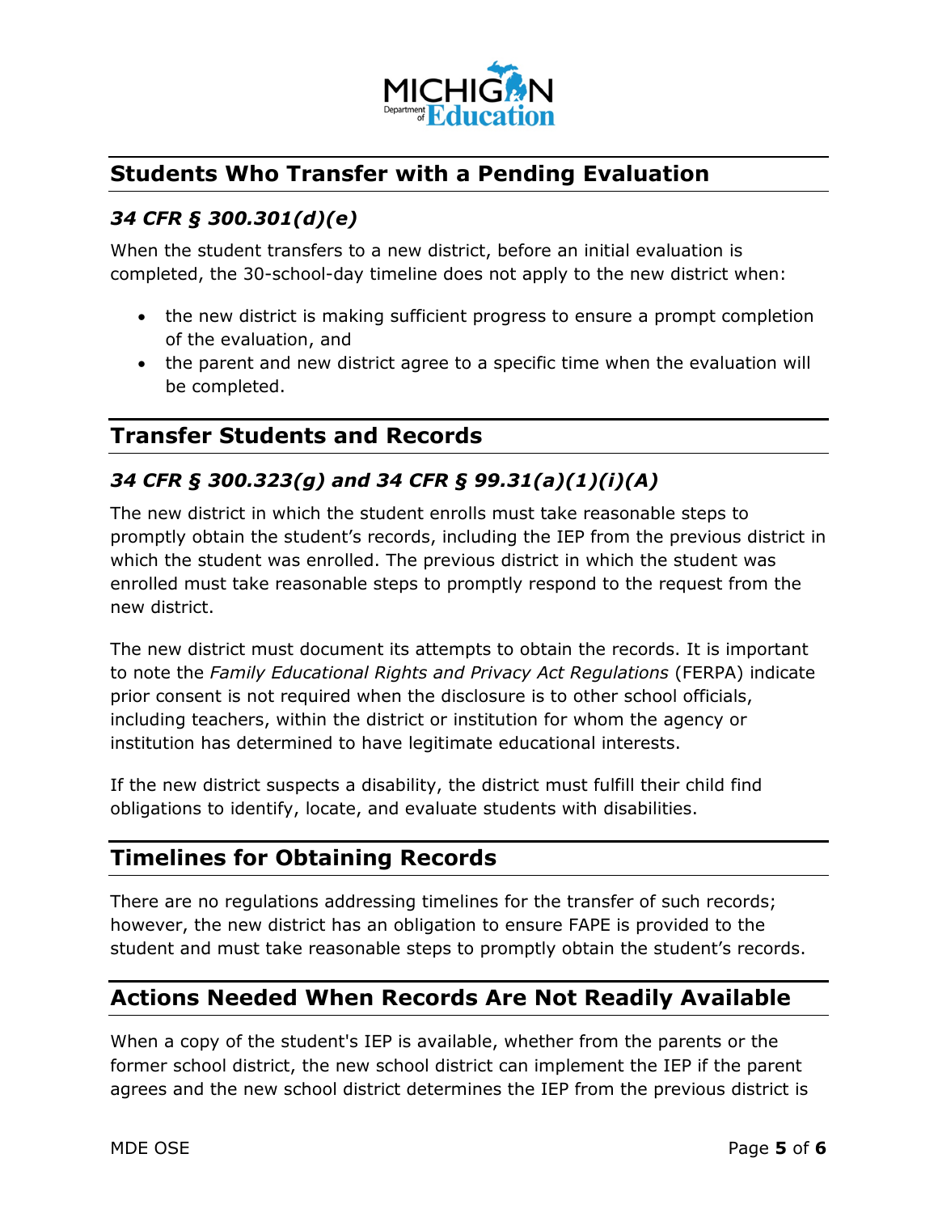## Students Who Transfer with a Pending Evaluation

### *34 CFR § 300.301(d)(e)*

When the student transfers to a new district, before an initial evaluation is completed, the 30-school-day timeline does not apply to the new district when:

- the new district is making sufficient progress to ensure a prompt completion of the evaluation, and
- the parent and new district agree to a specific time when the evaluation will be completed.

## Transfer Students and Records

### *34 CFR § 300.323(g) and 34 CFR § 99.31(a)(1)(i)(A)*

The new district in which the student enrolls must take reasonable steps to promptly obtain the student's records, including the IEP from the previous district in which the student was enrolled. The previous district in which the student was enrolled must take reasonable steps to promptly respond to the request from the new district.

The new district must document its attempts to obtain the records. It is important to note the *Family Educational Rights and Privacy Act Regulations* (FERPA) indicate prior consent is not required when the disclosure is to other school officials, including teachers, within the district or institution for whom the agency or institution has determined to have legitimate educational interests.

If the new district suspects a disability, the district must fulfill their child find obligations to identify, locate, and evaluate students with disabilities.

## Timelines for Obtaining Records

There are no regulations addressing timelines for the transfer of such records; however, the new district has an obligation to ensure FAPE is provided to the student and must take reasonable steps to promptly obtain the student's records.

## Actions Needed When Records Are Not Readily Available

When a copy of the student's IEP is available, whether from the parents or the former school district, the new school district can implement the IEP if the parent agrees and the new school district determines the IEP from the previous district is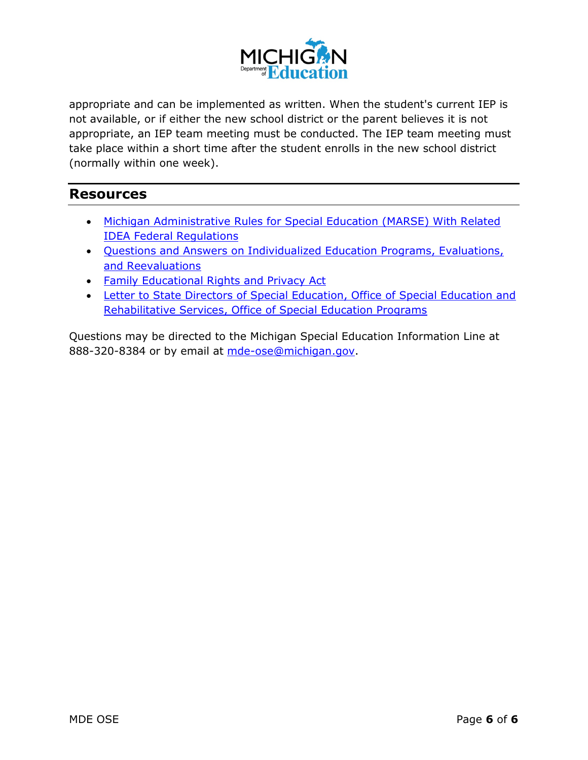appropriate and can be implemented as written. When the student's current IEP is not available, or if either the new school district or the parent believes it is not appropriate, an IEP team meeting must be conducted. The IEP team meeting must take place within a short time after the student enrolls in the new school district (normally within one week).

## Resources

- Michigan Administrative Rules for Special Education (MARSE) With Related IDEA Federal Regulations
- Questions and Answers on Individualized Education Programs, Evaluations, and Reevaluations
- Family Educational Rights and Privacy Act
- Letter to State Directors of Special Education, Office of Special Education and Rehabilitative Services, Office of Special Education Programs

Questions may be directed to the Michigan Special Education Information Line at 888-320-8384 or by email at mde-ose@michigan.gov.